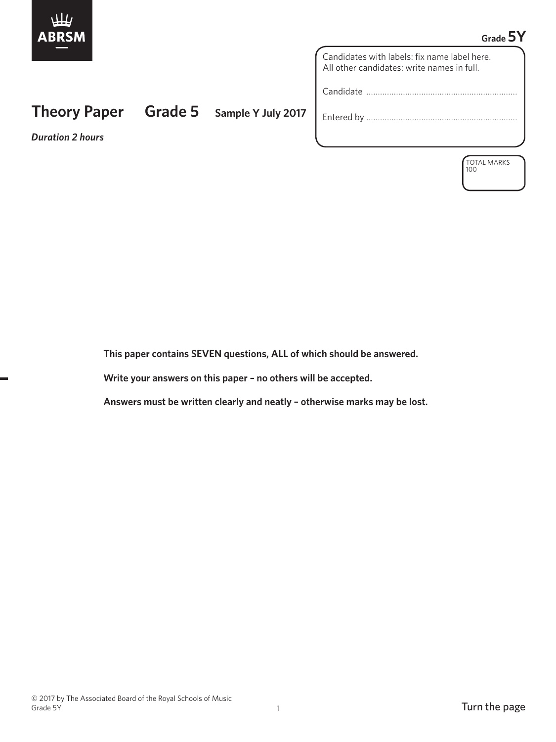ABRSM

Grade 5Y

Candidates with labels: fix name label here.
All other candidates: write names in full.

Candidate ..................................................................

Entered by ..................................................................

# Theory Paper Grade 5 Sample Y July 2017

*Duration 2 hours*

TOTAL MARKS
100

**This paper contains SEVEN questions, ALL of which should be answered.**

**Write your answers on this paper – no others will be accepted.**

**Answers must be written clearly and neatly – otherwise marks may be lost.**

© 2017 by The Associated Board of the Royal Schools of Music

Turn the page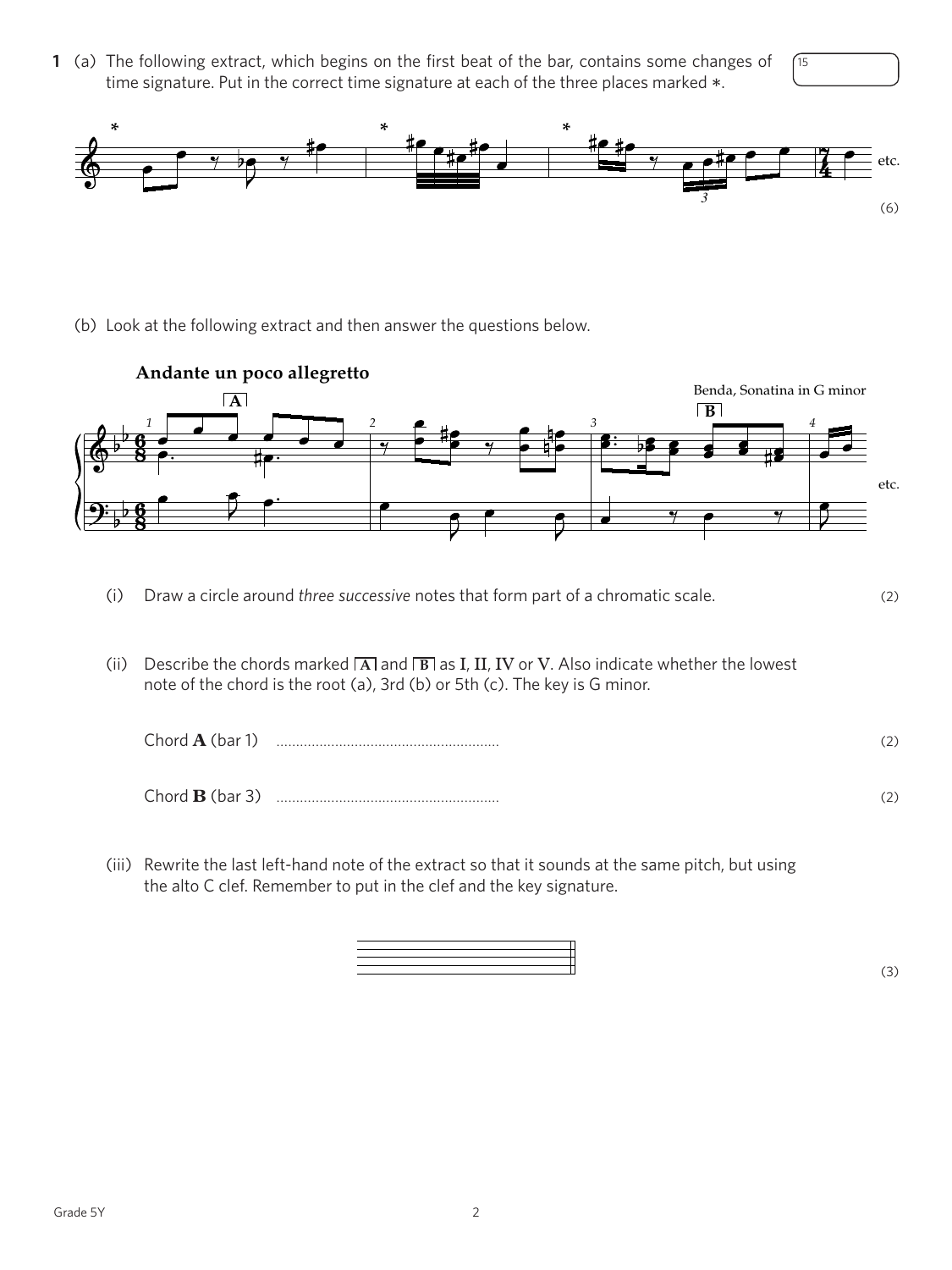**1** (a) The following extract, which begins on the first beat of the bar, contains some changes of time signature. Put in the correct time signature at each of the three places marked *.

15

etc.

(6)

(b) Look at the following extract and then answer the questions below.

**Andante un poco allegretto**

Benda, Sonatina in G minor

etc.

(i) Draw a circle around *three successive* notes that form part of a chromatic scale. (2)

(ii) Describe the chords marked **A** and **B** as **I**, **II**, **IV** or **V**. Also indicate whether the lowest note of the chord is the root (a), 3rd (b) or 5th (c). The key is G minor.

Chord **A** (bar 1) ......................................................... (2)

Chord **B** (bar 3) ......................................................... (2)

(iii) Rewrite the last left-hand note of the extract so that it sounds at the same pitch, but using the alto C clef. Remember to put in the clef and the key signature.

(3)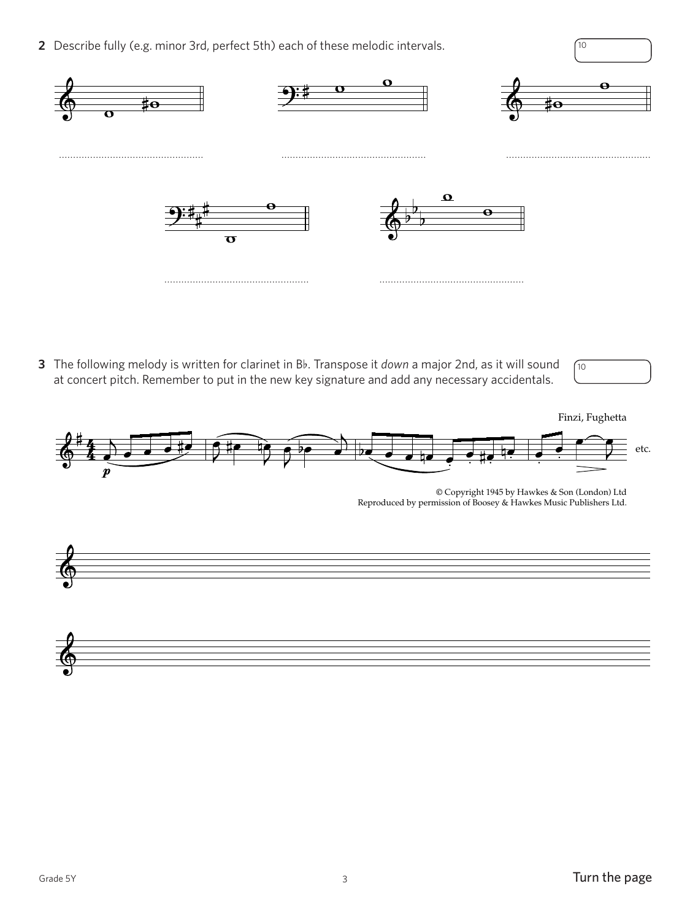**2** Describe fully (e.g. minor 3rd, perfect 5th) each of these melodic intervals.

10

...................................................

...................................................

...................................................

...................................................

...................................................

**3** The following melody is written for clarinet in B♭. Transpose it *down* a major 2nd, as it will sound at concert pitch. Remember to put in the new key signature and add any necessary accidentals.

10

Finzi, Fughetta

etc.

© Copyright 1945 by Hawkes & Son (London) Ltd
Reproduced by permission of Boosey & Hawkes Music Publishers Ltd.

Turn the page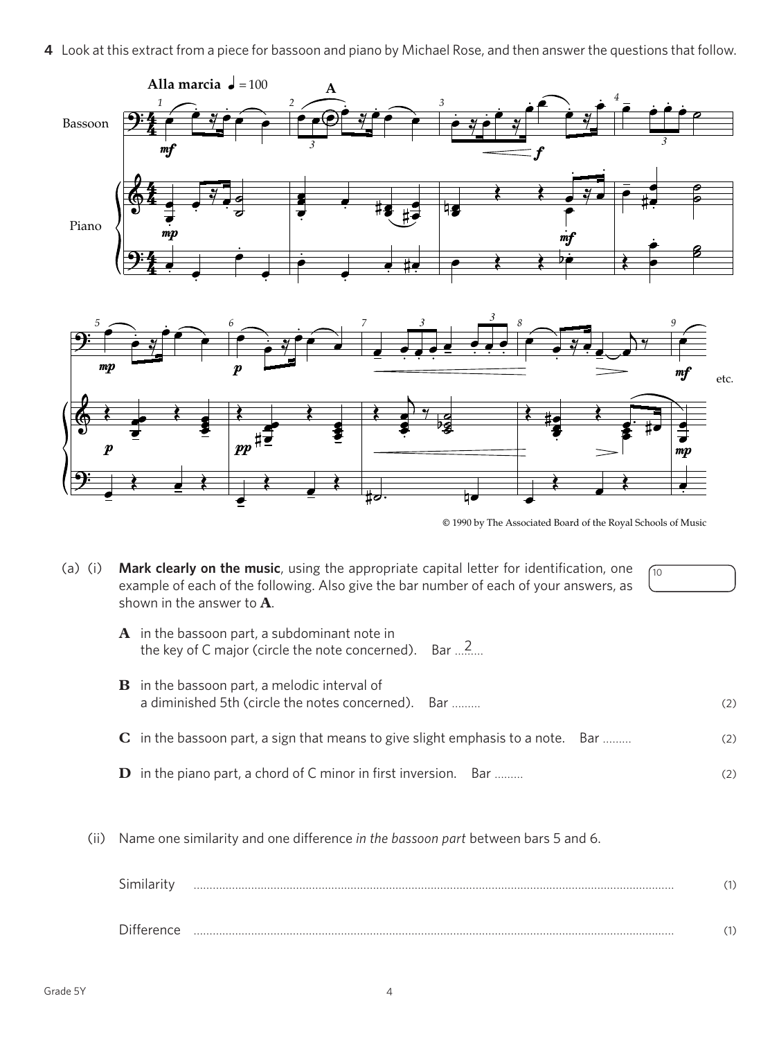**4** Look at this extract from a piece for bassoon and piano by Michael Rose, and then answer the questions that follow.

© 1990 by The Associated Board of the Royal Schools of Music

(a) (i) **Mark clearly on the music**, using the appropriate capital letter for identification, one example of each of the following. Also give the bar number of each of your answers, as shown in the answer to **A**.

**A** in the bassoon part, a subdominant note in the key of C major (circle the note concerned). Bar 2

**B** in the bassoon part, a melodic interval of a diminished 5th (circle the notes concerned). Bar ......... (2)

**C** in the bassoon part, a sign that means to give slight emphasis to a note. Bar ......... (2)

**D** in the piano part, a chord of C minor in first inversion. Bar ......... (2)

(ii) Name one similarity and one difference *in the bassoon part* between bars 5 and 6.

Similarity ............................................................................................................................ (1)

Difference ............................................................................................................................ (1)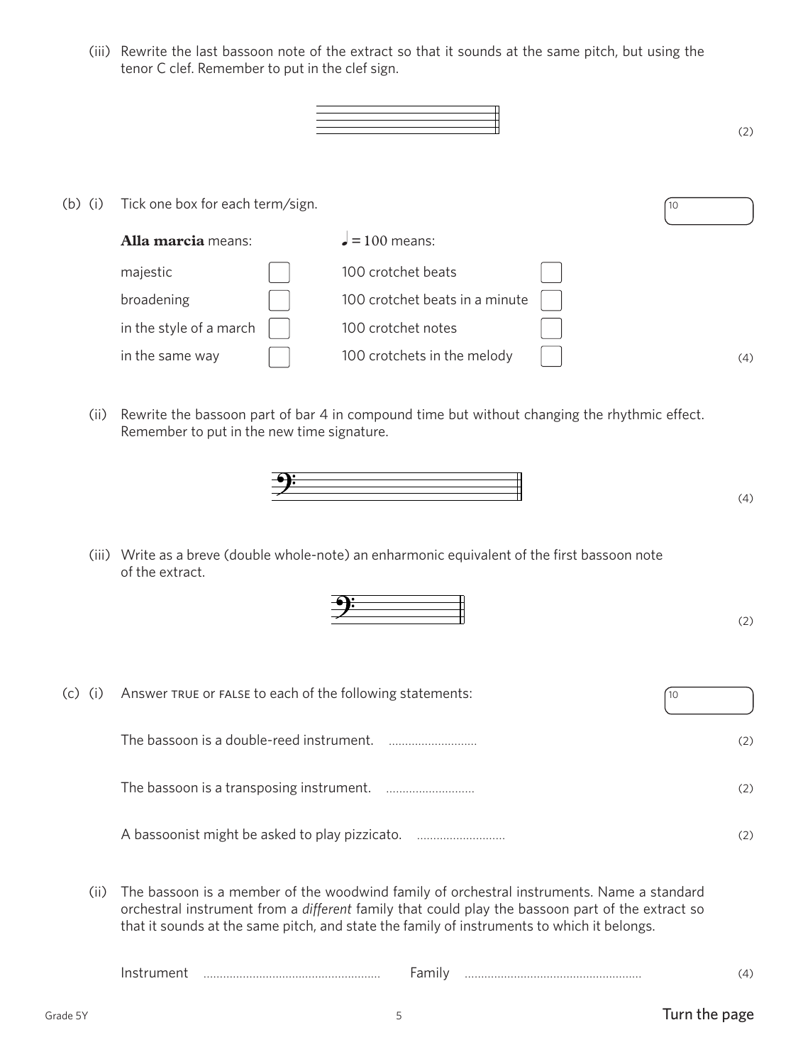(iii) Rewrite the last bassoon note of the extract so that it sounds at the same pitch, but using the tenor C clef. Remember to put in the clef sign.

(2)

(b) (i) Tick one box for each term/sign.

10

| **Alla marcia** means: | | ♩ = 100 means: | |
|---|---|---|---|
| majestic | ☐ | 100 crotchet beats | ☐ |
| broadening | ☐ | 100 crotchet beats in a minute | ☐ |
| in the style of a march | ☐ | 100 crotchet notes | ☐ |
| in the same way | ☐ | 100 crotchets in the melody | ☐ |

(4)

(ii) Rewrite the bassoon part of bar 4 in compound time but without changing the rhythmic effect. Remember to put in the new time signature.

(4)

(iii) Write as a breve (double whole-note) an enharmonic equivalent of the first bassoon note of the extract.

(2)

(c) (i) Answer TRUE or FALSE to each of the following statements:

10

The bassoon is a double-reed instrument. ........................... (2)

The bassoon is a transposing instrument. ........................... (2)

A bassoonist might be asked to play pizzicato. ........................... (2)

(ii) The bassoon is a member of the woodwind family of orchestral instruments. Name a standard orchestral instrument from a *different* family that could play the bassoon part of the extract so that it sounds at the same pitch, and state the family of instruments to which it belongs.

Instrument ...................................................... Family ...................................................... (4)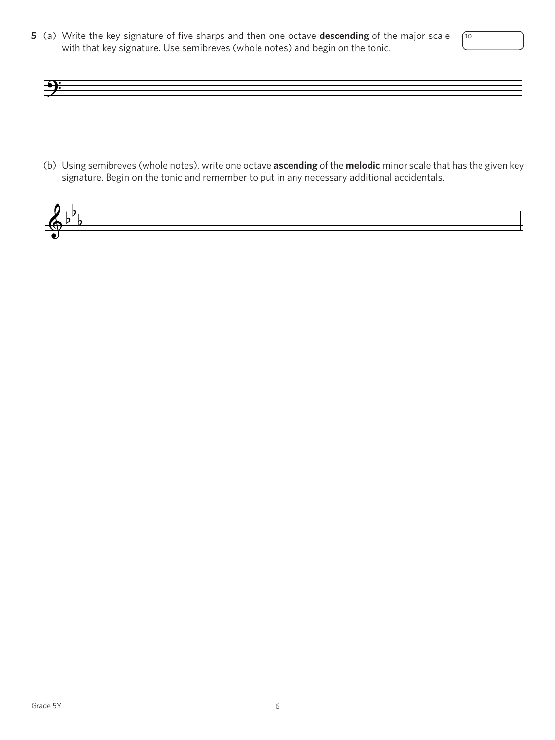**5** (a) Write the key signature of five sharps and then one octave **descending** of the major scale with that key signature. Use semibreves (whole notes) and begin on the tonic.

10

(b) Using semibreves (whole notes), write one octave **ascending** of the **melodic** minor scale that has the given key signature. Begin on the tonic and remember to put in any necessary additional accidentals.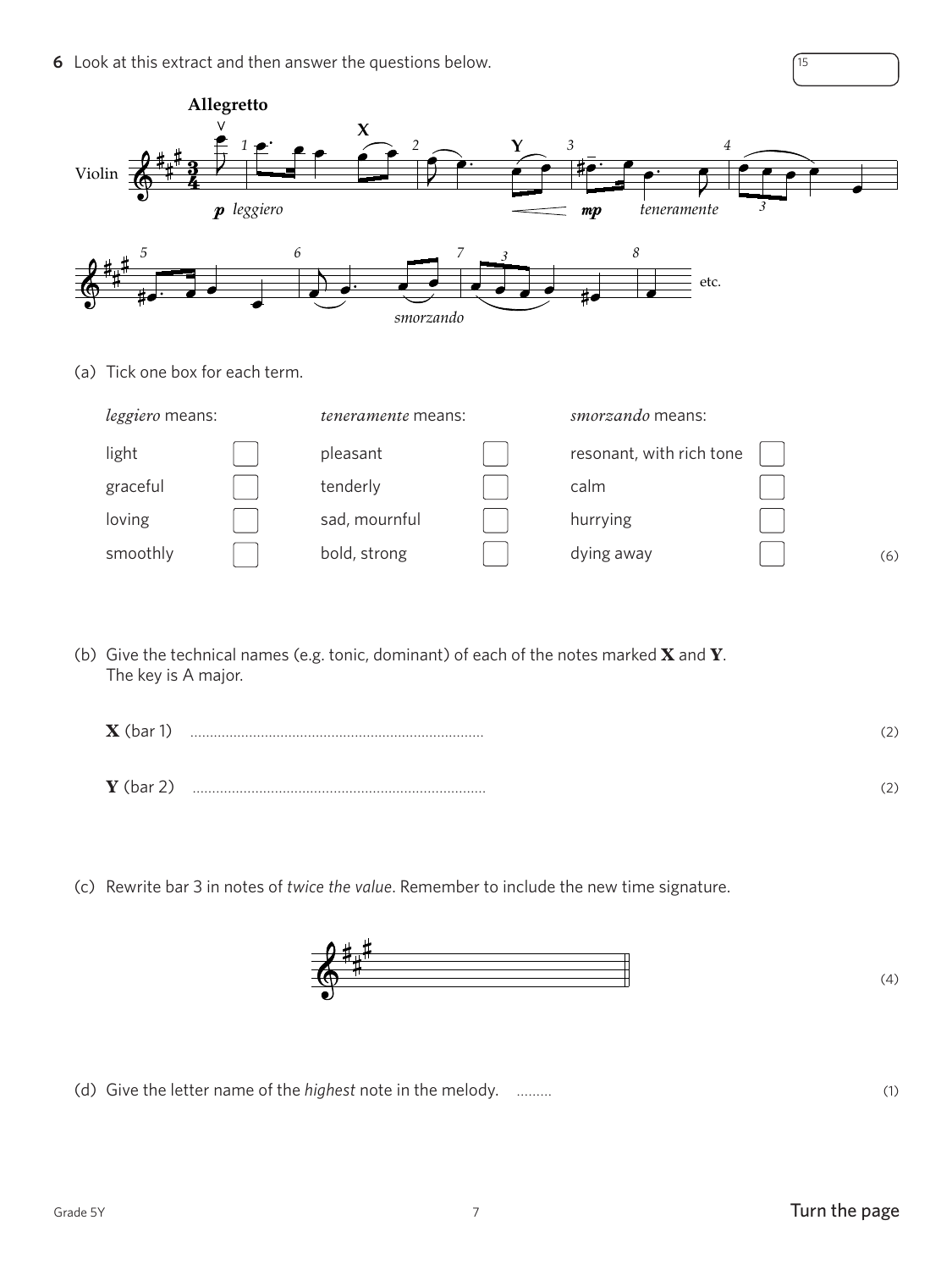**6** Look at this extract and then answer the questions below.

15

(a) Tick one box for each term.

| *leggiero* means: | | *teneramente* means: | | *smorzando* means: | |
|---|---|---|---|---|---|
| light | ☐ | pleasant | ☐ | resonant, with rich tone | ☐ |
| graceful | ☐ | tenderly | ☐ | calm | ☐ |
| loving | ☐ | sad, mournful | ☐ | hurrying | ☐ |
| smoothly | ☐ | bold, strong | ☐ | dying away | ☐ |

(6)

(b) Give the technical names (e.g. tonic, dominant) of each of the notes marked **X** and **Y**.
The key is A major.

**X** (bar 1) .......................................................................... (2)

**Y** (bar 2) .......................................................................... (2)

(c) Rewrite bar 3 in notes of *twice the value*. Remember to include the new time signature.

(4)

(d) Give the letter name of the *highest* note in the melody. ......... (1)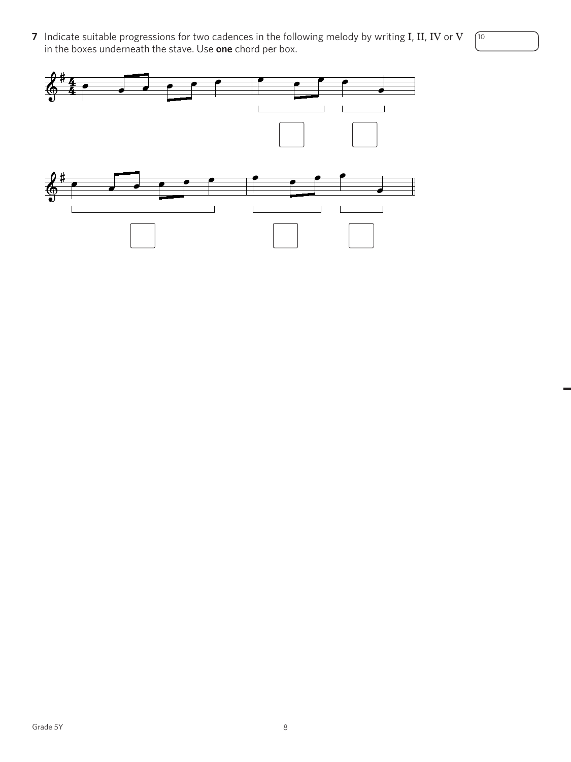**7** Indicate suitable progressions for two cadences in the following melody by writing I, II, IV or V in the boxes underneath the stave. Use **one** chord per box.

10